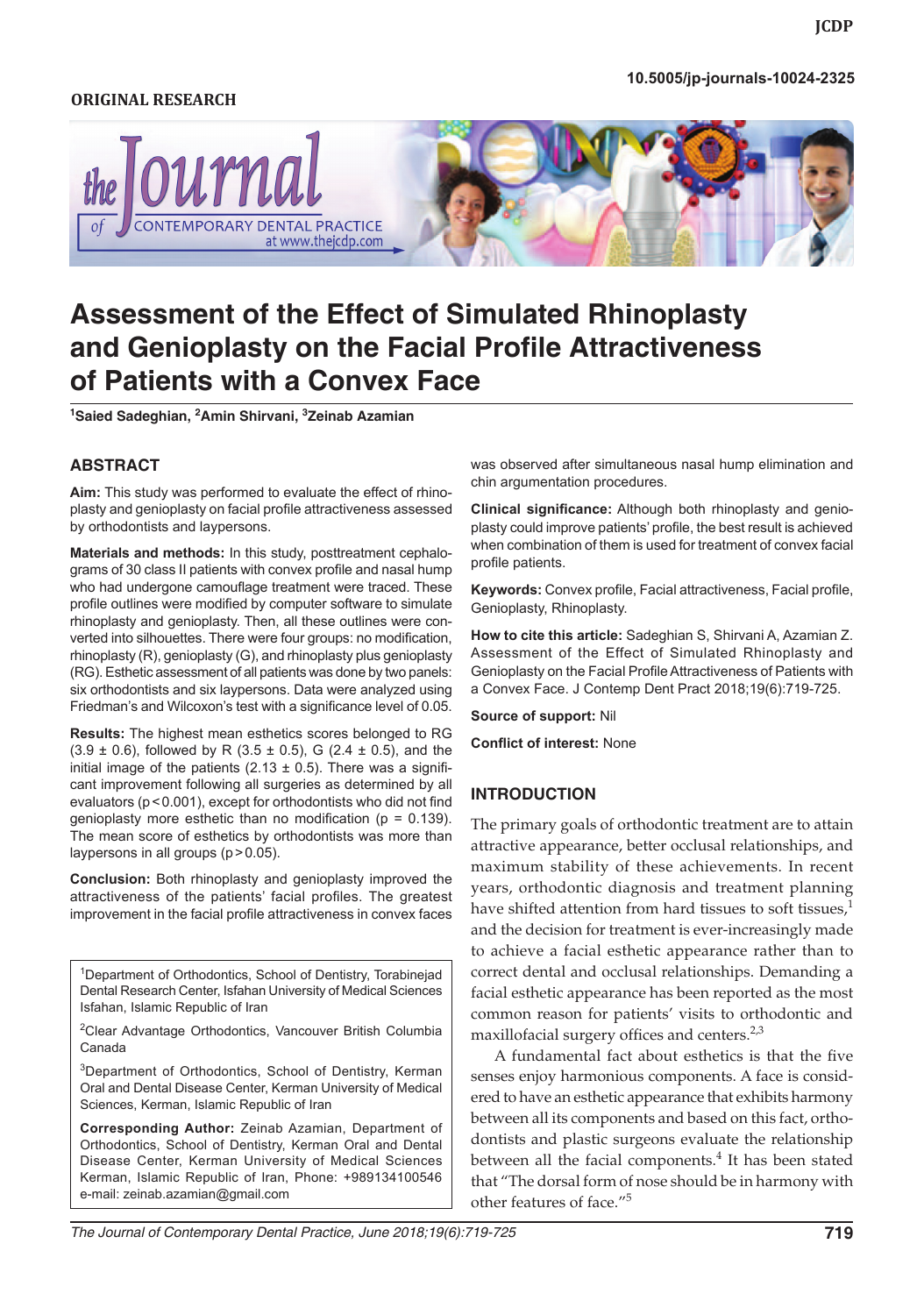ORIGINAL RESEARCH

10.5005/jp-journals-10024-2325

# Assessment of the Effect of Simulated Rhinoplasty and Genioplasty on the Facial Profile Attractiveness of Patients with a Convex Face

[1]Saied Sadeghian, [2]Amin Shirvani, [3]Zeinab Azamian

## ABSTRACT

**Aim:** This study was performed to evaluate the effect of rhinoplasty and genioplasty on facial profile attractiveness assessed by orthodontists and laypersons.

**Materials and methods:** In this study, posttreatment cephalograms of 30 class II patients with convex profile and nasal hump who had undergone camouflage treatment were traced. These profile outlines were modified by computer software to simulate rhinoplasty and genioplasty. Then, all these outlines were converted into silhouettes. There were four groups: no modification, rhinoplasty (R), genioplasty (G), and rhinoplasty plus genioplasty (RG). Esthetic assessment of all patients was done by two panels: six orthodontists and six laypersons. Data were analyzed using Friedman's and Wilcoxon's test with a significance level of 0.05.

**Results:** The highest mean esthetics scores belonged to RG (3.9 ± 0.6), followed by R (3.5 ± 0.5), G (2.4 ± 0.5), and the initial image of the patients (2.13 ± 0.5). There was a significant improvement following all surgeries as determined by all evaluators ($p < 0.001$), except for orthodontists who did not find genioplasty more esthetic than no modification ($p = 0.139$). The mean score of esthetics by orthodontists was more than laypersons in all groups ($p > 0.05$).

**Conclusion:** Both rhinoplasty and genioplasty improved the attractiveness of the patients' facial profiles. The greatest improvement in the facial profile attractiveness in convex faces was observed after simultaneous nasal hump elimination and chin argumentation procedures.

**Clinical significance:** Although both rhinoplasty and genioplasty could improve patients' profile, the best result is achieved when combination of them is used for treatment of convex facial profile patients.

**Keywords:** Convex profile, Facial attractiveness, Facial profile, Genioplasty, Rhinoplasty.

**How to cite this article:** Sadeghian S, Shirvani A, Azamian Z. Assessment of the Effect of Simulated Rhinoplasty and Genioplasty on the Facial Profile Attractiveness of Patients with a Convex Face. J Contemp Dent Pract 2018;19(6):719-725.

**Source of support:** Nil

**Conflict of interest:** None

[1]Department of Orthodontics, School of Dentistry, Torabinejad Dental Research Center, Isfahan University of Medical Sciences Isfahan, Islamic Republic of Iran

[2]Clear Advantage Orthodontics, Vancouver British Columbia Canada

[3]Department of Orthodontics, School of Dentistry, Kerman Oral and Dental Disease Center, Kerman University of Medical Sciences, Kerman, Islamic Republic of Iran

**Corresponding Author:** Zeinab Azamian, Department of Orthodontics, School of Dentistry, Kerman Oral and Dental Disease Center, Kerman University of Medical Sciences Kerman, Islamic Republic of Iran, Phone: +989134100546 e-mail: zeinab.azamian@gmail.com

## INTRODUCTION

The primary goals of orthodontic treatment are to attain attractive appearance, better occlusal relationships, and maximum stability of these achievements. In recent years, orthodontic diagnosis and treatment planning have shifted attention from hard tissues to soft tissues,[1] and the decision for treatment is ever-increasingly made to achieve a facial esthetic appearance rather than to correct dental and occlusal relationships. Demanding a facial esthetic appearance has been reported as the most common reason for patients' visits to orthodontic and maxillofacial surgery offices and centers.[2,3]

A fundamental fact about esthetics is that the five senses enjoy harmonious components. A face is considered to have an esthetic appearance that exhibits harmony between all its components and based on this fact, orthodontists and plastic surgeons evaluate the relationship between all the facial components.[4] It has been stated that "The dorsal form of nose should be in harmony with other features of face."[5]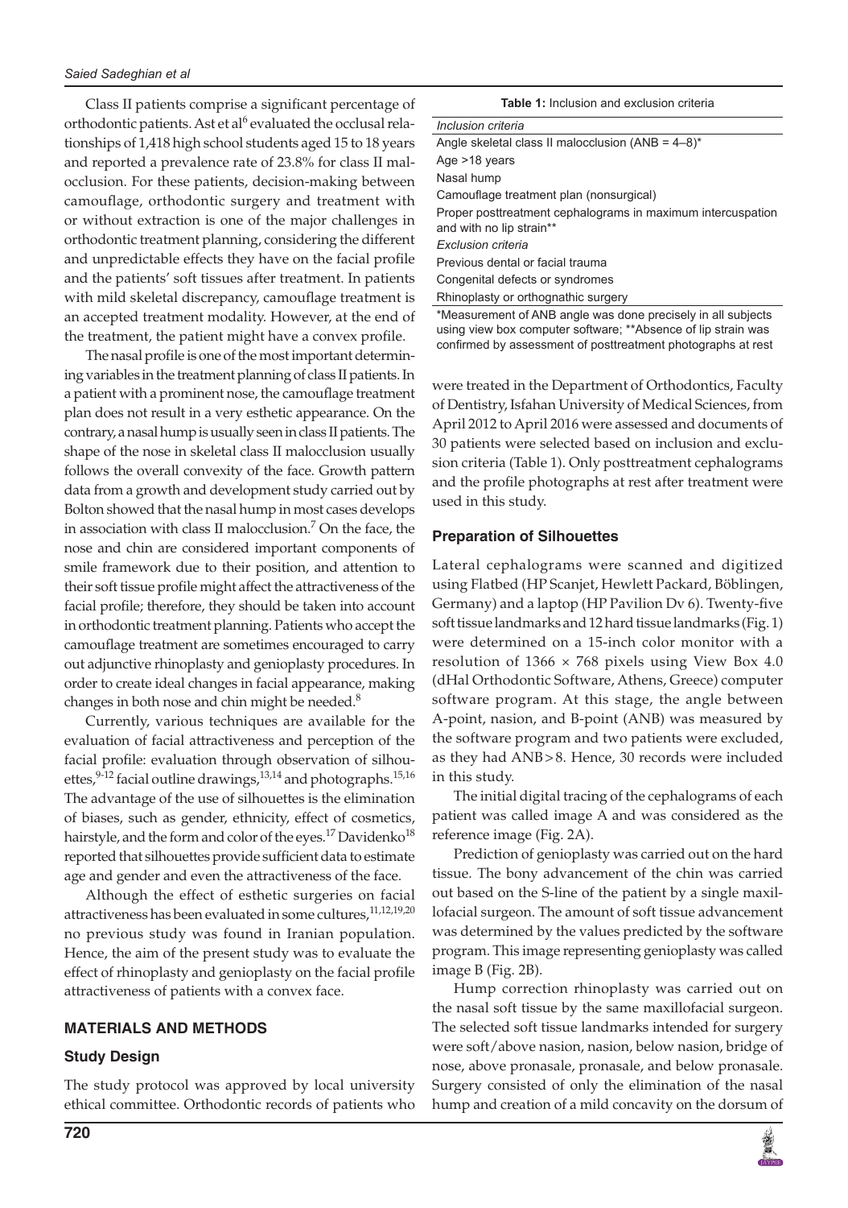Class II patients comprise a significant percentage of orthodontic patients. Ast et al[6] evaluated the occlusal relationships of 1,418 high school students aged 15 to 18 years and reported a prevalence rate of 23.8% for class II malocclusion. For these patients, decision-making between camouflage, orthodontic surgery and treatment with or without extraction is one of the major challenges in orthodontic treatment planning, considering the different and unpredictable effects they have on the facial profile and the patients' soft tissues after treatment. In patients with mild skeletal discrepancy, camouflage treatment is an accepted treatment modality. However, at the end of the treatment, the patient might have a convex profile.

The nasal profile is one of the most important determining variables in the treatment planning of class II patients. In a patient with a prominent nose, the camouflage treatment plan does not result in a very esthetic appearance. On the contrary, a nasal hump is usually seen in class II patients. The shape of the nose in skeletal class II malocclusion usually follows the overall convexity of the face. Growth pattern data from a growth and development study carried out by Bolton showed that the nasal hump in most cases develops in association with class II malocclusion.[7] On the face, the nose and chin are considered important components of smile framework due to their position, and attention to their soft tissue profile might affect the attractiveness of the facial profile; therefore, they should be taken into account in orthodontic treatment planning. Patients who accept the camouflage treatment are sometimes encouraged to carry out adjunctive rhinoplasty and genioplasty procedures. In order to create ideal changes in facial appearance, making changes in both nose and chin might be needed.[8]

Currently, various techniques are available for the evaluation of facial attractiveness and perception of the facial profile: evaluation through observation of silhouettes,[9-12] facial outline drawings,[13,14] and photographs.[15,16] The advantage of the use of silhouettes is the elimination of biases, such as gender, ethnicity, effect of cosmetics, hairstyle, and the form and color of the eyes.[17] Davidenko[18] reported that silhouettes provide sufficient data to estimate age and gender and even the attractiveness of the face.

Although the effect of esthetic surgeries on facial attractiveness has been evaluated in some cultures,[11,12,19,20] no previous study was found in Iranian population. Hence, the aim of the present study was to evaluate the effect of rhinoplasty and genioplasty on the facial profile attractiveness of patients with a convex face.

## MATERIALS AND METHODS

### Study Design

The study protocol was approved by local university ethical committee. Orthodontic records of patients who were treated in the Department of Orthodontics, Faculty of Dentistry, Isfahan University of Medical Sciences, from April 2012 to April 2016 were assessed and documents of 30 patients were selected based on inclusion and exclusion criteria (Table 1). Only posttreatment cephalograms and the profile photographs at rest after treatment were used in this study.

**Table 1:** Inclusion and exclusion criteria

| |
|---|
| *Inclusion criteria* |
| Angle skeletal class II malocclusion (ANB = 4–8)* |
| Age >18 years |
| Nasal hump |
| Camouflage treatment plan (nonsurgical) |
| Proper posttreatment cephalograms in maximum intercuspation and with no lip strain** |
| *Exclusion criteria* |
| Previous dental or facial trauma |
| Congenital defects or syndromes |
| Rhinoplasty or orthognathic surgery |

*Measurement of ANB angle was done precisely in all subjects using view box computer software; **Absence of lip strain was confirmed by assessment of posttreatment photographs at rest

### Preparation of Silhouettes

Lateral cephalograms were scanned and digitized using Flatbed (HP Scanjet, Hewlett Packard, Böblingen, Germany) and a laptop (HP Pavilion Dv 6). Twenty-five soft tissue landmarks and 12 hard tissue landmarks (Fig. 1) were determined on a 15-inch color monitor with a resolution of 1366 × 768 pixels using View Box 4.0 (dHal Orthodontic Software, Athens, Greece) computer software program. At this stage, the angle between A-point, nasion, and B-point (ANB) was measured by the software program and two patients were excluded, as they had ANB>8. Hence, 30 records were included in this study.

The initial digital tracing of the cephalograms of each patient was called image A and was considered as the reference image (Fig. 2A).

Prediction of genioplasty was carried out on the hard tissue. The bony advancement of the chin was carried out based on the S-line of the patient by a single maxillofacial surgeon. The amount of soft tissue advancement was determined by the values predicted by the software program. This image representing genioplasty was called image B (Fig. 2B).

Hump correction rhinoplasty was carried out on the nasal soft tissue by the same maxillofacial surgeon. The selected soft tissue landmarks intended for surgery were soft/above nasion, nasion, below nasion, bridge of nose, above pronasale, pronasale, and below pronasale. Surgery consisted of only the elimination of the nasal hump and creation of a mild concavity on the dorsum of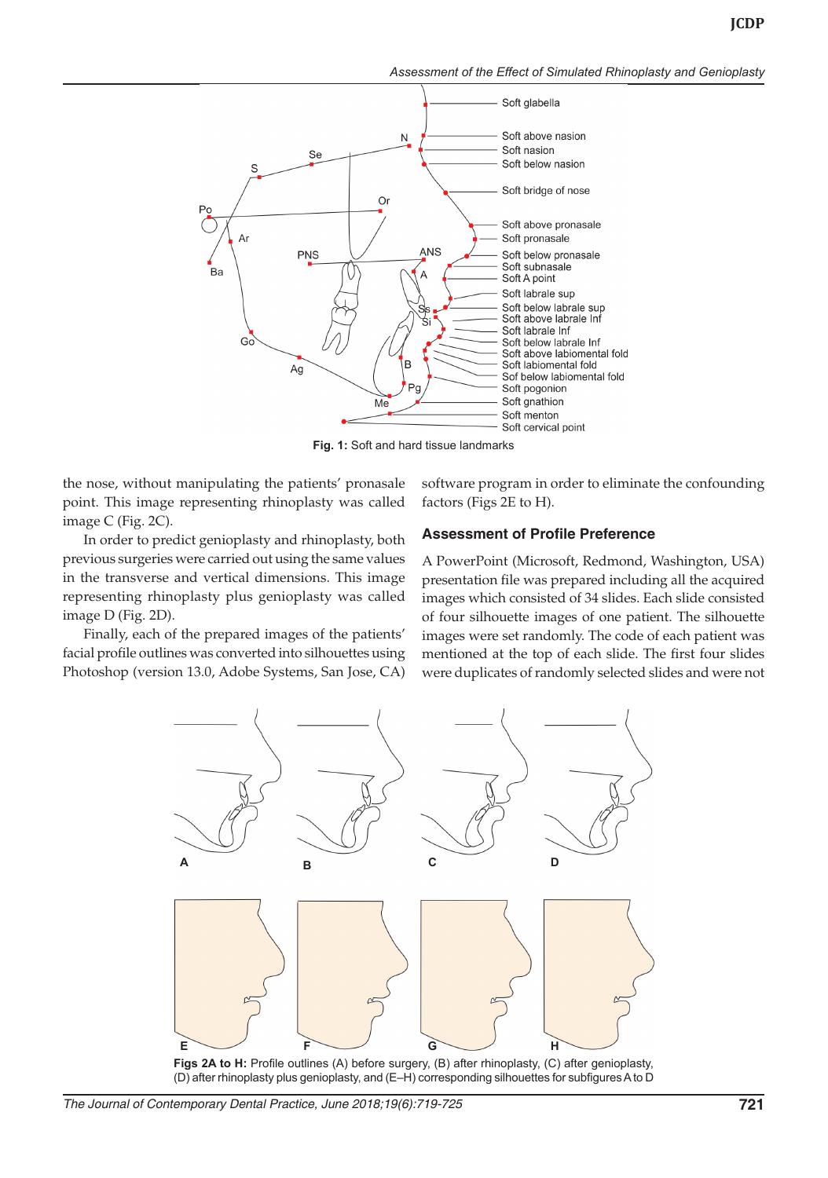Fig. 1: Soft and hard tissue landmarks

the nose, without manipulating the patients' pronasale point. This image representing rhinoplasty was called image C (Fig. 2C).

In order to predict genioplasty and rhinoplasty, both previous surgeries were carried out using the same values in the transverse and vertical dimensions. This image representing rhinoplasty plus genioplasty was called image D (Fig. 2D).

Finally, each of the prepared images of the patients' facial profile outlines was converted into silhouettes using Photoshop (version 13.0, Adobe Systems, San Jose, CA) software program in order to eliminate the confounding factors (Figs 2E to H).

### Assessment of Profile Preference

A PowerPoint (Microsoft, Redmond, Washington, USA) presentation file was prepared including all the acquired images which consisted of 34 slides. Each slide consisted of four silhouette images of one patient. The silhouette images were set randomly. The code of each patient was mentioned at the top of each slide. The first four slides were duplicates of randomly selected slides and were not

**Figs 2A to H:** Profile outlines (A) before surgery, (B) after rhinoplasty, (C) after genioplasty, (D) after rhinoplasty plus genioplasty, and (E–H) corresponding silhouettes for subfigures A to D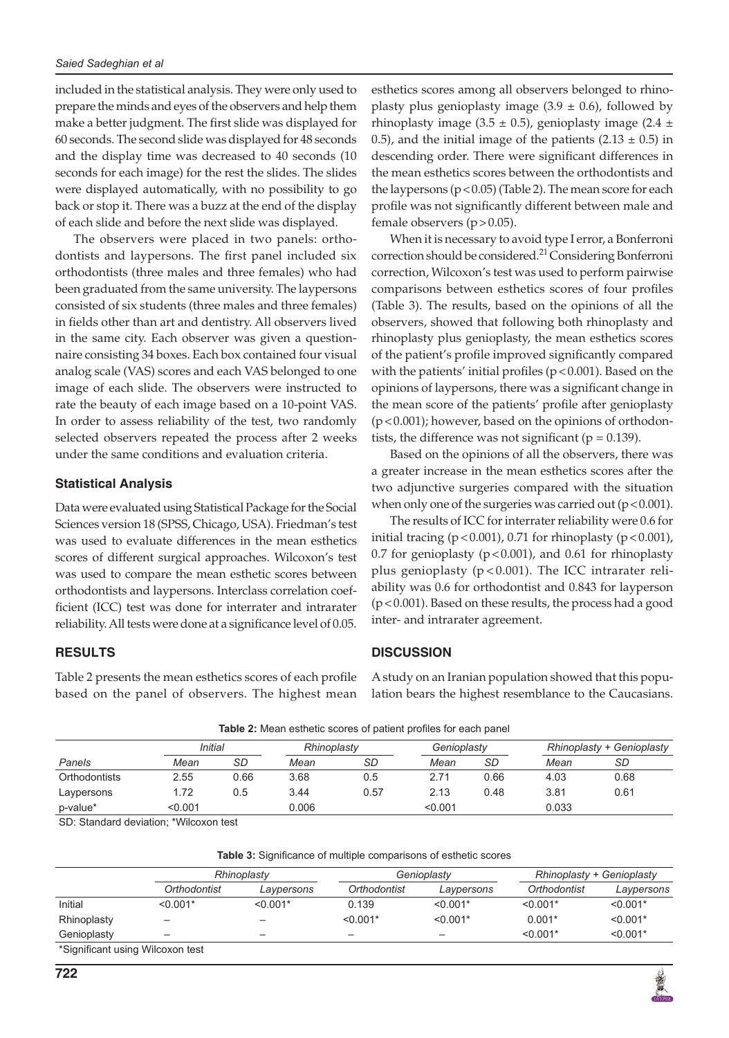included in the statistical analysis. They were only used to prepare the minds and eyes of the observers and help them make a better judgment. The first slide was displayed for 60 seconds. The second slide was displayed for 48 seconds and the display time was decreased to 40 seconds (10 seconds for each image) for the rest the slides. The slides were displayed automatically, with no possibility to go back or stop it. There was a buzz at the end of the display of each slide and before the next slide was displayed.

The observers were placed in two panels: orthodontists and laypersons. The first panel included six orthodontists (three males and three females) who had been graduated from the same university. The laypersons consisted of six students (three males and three females) in fields other than art and dentistry. All observers lived in the same city. Each observer was given a questionnaire consisting 34 boxes. Each box contained four visual analog scale (VAS) scores and each VAS belonged to one image of each slide. The observers were instructed to rate the beauty of each image based on a 10-point VAS. In order to assess reliability of the test, two randomly selected observers repeated the process after 2 weeks under the same conditions and evaluation criteria.

### Statistical Analysis

Data were evaluated using Statistical Package for the Social Sciences version 18 (SPSS, Chicago, USA). Friedman's test was used to evaluate differences in the mean esthetics scores of different surgical approaches. Wilcoxon's test was used to compare the mean esthetic scores between orthodontists and laypersons. Interclass correlation coefficient (ICC) test was done for interrater and intrarater reliability. All tests were done at a significance level of 0.05.

## RESULTS

Table 2 presents the mean esthetics scores of each profile based on the panel of observers. The highest mean esthetics scores among all observers belonged to rhinoplasty plus genioplasty image ($3.9 \pm 0.6$), followed by rhinoplasty image ($3.5 \pm 0.5$), genioplasty image ($2.4 \pm 0.5$), and the initial image of the patients ($2.13 \pm 0.5$) in descending order. There were significant differences in the mean esthetics scores between the orthodontists and the laypersons ($p < 0.05$) (Table 2). The mean score for each profile was not significantly different between male and female observers ($p > 0.05$).

When it is necessary to avoid type I error, a Bonferroni correction should be considered.[21] Considering Bonferroni correction, Wilcoxon's test was used to perform pairwise comparisons between esthetics scores of four profiles (Table 3). The results, based on the opinions of all the observers, showed that following both rhinoplasty and rhinoplasty plus genioplasty, the mean esthetics scores of the patient's profile improved significantly compared with the patients' initial profiles ($p < 0.001$). Based on the opinions of laypersons, there was a significant change in the mean score of the patients' profile after genioplasty ($p < 0.001$); however, based on the opinions of orthodontists, the difference was not significant ($p = 0.139$).

Based on the opinions of all the observers, there was a greater increase in the mean esthetics scores after the two adjunctive surgeries compared with the situation when only one of the surgeries was carried out ($p < 0.001$).

The results of ICC for interrater reliability were 0.6 for initial tracing ($p < 0.001$), 0.71 for rhinoplasty ($p < 0.001$), 0.7 for genioplasty ($p < 0.001$), and 0.61 for rhinoplasty plus genioplasty ($p < 0.001$). The ICC intrarater reliability was 0.6 for orthodontist and 0.843 for layperson ($p < 0.001$). Based on these results, the process had a good inter- and intrarater agreement.

## DISCUSSION

A study on an Iranian population showed that this population bears the highest resemblance to the Caucasians.

**Table 2:** Mean esthetic scores of patient profiles for each panel

| | *Initial* | | *Rhinoplasty* | | *Genioplasty* | | *Rhinoplasty + Genioplasty* | |
|---|---|---|---|---|---|---|---|---|
| *Panels* | *Mean* | *SD* | *Mean* | *SD* | *Mean* | *SD* | *Mean* | *SD* |
| Orthodontists | 2.55 | 0.66 | 3.68 | 0.5 | 2.71 | 0.66 | 4.03 | 0.68 |
| Laypersons | 1.72 | 0.5 | 3.44 | 0.57 | 2.13 | 0.48 | 3.81 | 0.61 |
| p-value* | <0.001 | | 0.006 | | <0.001 | | 0.033 | |

SD: Standard deviation; *Wilcoxon test

**Table 3:** Significance of multiple comparisons of esthetic scores

| | *Rhinoplasty* | | *Genioplasty* | | *Rhinoplasty + Genioplasty* | |
|---|---|---|---|---|---|---|
| | *Orthodontist* | *Laypersons* | *Orthodontist* | *Laypersons* | *Orthodontist* | *Laypersons* |
| Initial | <0.001* | <0.001* | 0.139 | <0.001* | <0.001* | <0.001* |
| Rhinoplasty | – | – | <0.001* | <0.001* | 0.001* | <0.001* |
| Genioplasty | – | – | – | – | <0.001* | <0.001* |

*Significant using Wilcoxon test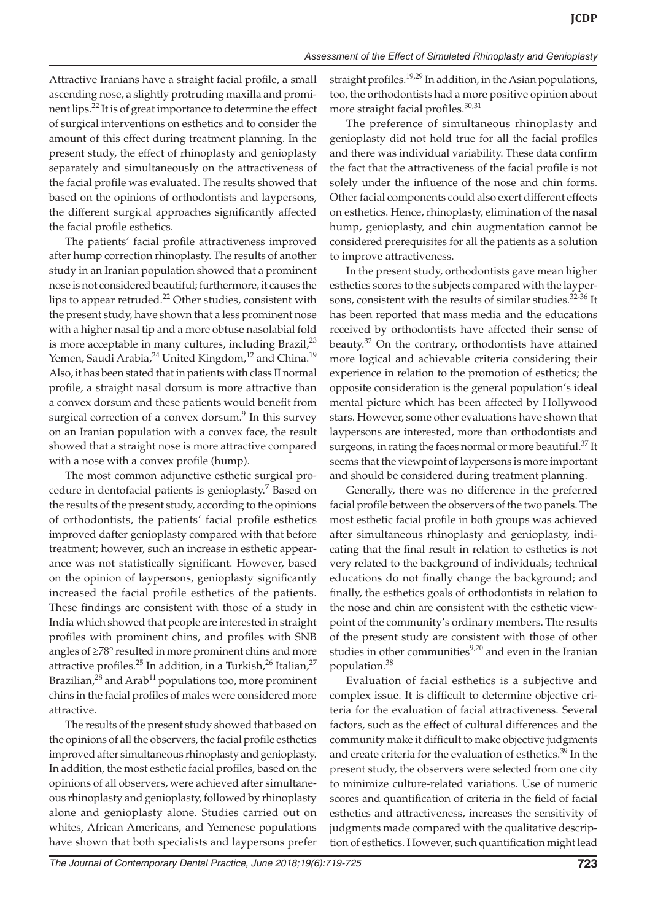Attractive Iranians have a straight facial profile, a small ascending nose, a slightly protruding maxilla and prominent lips.[22] It is of great importance to determine the effect of surgical interventions on esthetics and to consider the amount of this effect during treatment planning. In the present study, the effect of rhinoplasty and genioplasty separately and simultaneously on the attractiveness of the facial profile was evaluated. The results showed that based on the opinions of orthodontists and laypersons, the different surgical approaches significantly affected the facial profile esthetics.

The patients' facial profile attractiveness improved after hump correction rhinoplasty. The results of another study in an Iranian population showed that a prominent nose is not considered beautiful; furthermore, it causes the lips to appear retruded.[22] Other studies, consistent with the present study, have shown that a less prominent nose with a higher nasal tip and a more obtuse nasolabial fold is more acceptable in many cultures, including Brazil,[23] Yemen, Saudi Arabia,[24] United Kingdom,[12] and China.[19] Also, it has been stated that in patients with class II normal profile, a straight nasal dorsum is more attractive than a convex dorsum and these patients would benefit from surgical correction of a convex dorsum.[9] In this survey on an Iranian population with a convex face, the result showed that a straight nose is more attractive compared with a nose with a convex profile (hump).

The most common adjunctive esthetic surgical procedure in dentofacial patients is genioplasty.[7] Based on the results of the present study, according to the opinions of orthodontists, the patients' facial profile esthetics improved dafter genioplasty compared with that before treatment; however, such an increase in esthetic appearance was not statistically significant. However, based on the opinion of laypersons, genioplasty significantly increased the facial profile esthetics of the patients. These findings are consistent with those of a study in India which showed that people are interested in straight profiles with prominent chins, and profiles with SNB angles of ≥78° resulted in more prominent chins and more attractive profiles.[25] In addition, in a Turkish,[26] Italian,[27] Brazilian,[28] and Arab[11] populations too, more prominent chins in the facial profiles of males were considered more attractive.

The results of the present study showed that based on the opinions of all the observers, the facial profile esthetics improved after simultaneous rhinoplasty and genioplasty. In addition, the most esthetic facial profiles, based on the opinions of all observers, were achieved after simultaneous rhinoplasty and genioplasty, followed by rhinoplasty alone and genioplasty alone. Studies carried out on whites, African Americans, and Yemenese populations have shown that both specialists and laypersons prefer straight profiles.[19,29] In addition, in the Asian populations, too, the orthodontists had a more positive opinion about more straight facial profiles.[30,31]

The preference of simultaneous rhinoplasty and genioplasty did not hold true for all the facial profiles and there was individual variability. These data confirm the fact that the attractiveness of the facial profile is not solely under the influence of the nose and chin forms. Other facial components could also exert different effects on esthetics. Hence, rhinoplasty, elimination of the nasal hump, genioplasty, and chin augmentation cannot be considered prerequisites for all the patients as a solution to improve attractiveness.

In the present study, orthodontists gave mean higher esthetics scores to the subjects compared with the laypersons, consistent with the results of similar studies.[32-36] It has been reported that mass media and the educations received by orthodontists have affected their sense of beauty.[32] On the contrary, orthodontists have attained more logical and achievable criteria considering their experience in relation to the promotion of esthetics; the opposite consideration is the general population's ideal mental picture which has been affected by Hollywood stars. However, some other evaluations have shown that laypersons are interested, more than orthodontists and surgeons, in rating the faces normal or more beautiful.[37] It seems that the viewpoint of laypersons is more important and should be considered during treatment planning.

Generally, there was no difference in the preferred facial profile between the observers of the two panels. The most esthetic facial profile in both groups was achieved after simultaneous rhinoplasty and genioplasty, indicating that the final result in relation to esthetics is not very related to the background of individuals; technical educations do not finally change the background; and finally, the esthetics goals of orthodontists in relation to the nose and chin are consistent with the esthetic viewpoint of the community's ordinary members. The results of the present study are consistent with those of other studies in other communities[9,20] and even in the Iranian population.[38]

Evaluation of facial esthetics is a subjective and complex issue. It is difficult to determine objective criteria for the evaluation of facial attractiveness. Several factors, such as the effect of cultural differences and the community make it difficult to make objective judgments and create criteria for the evaluation of esthetics.[39] In the present study, the observers were selected from one city to minimize culture-related variations. Use of numeric scores and quantification of criteria in the field of facial esthetics and attractiveness, increases the sensitivity of judgments made compared with the qualitative description of esthetics. However, such quantification might lead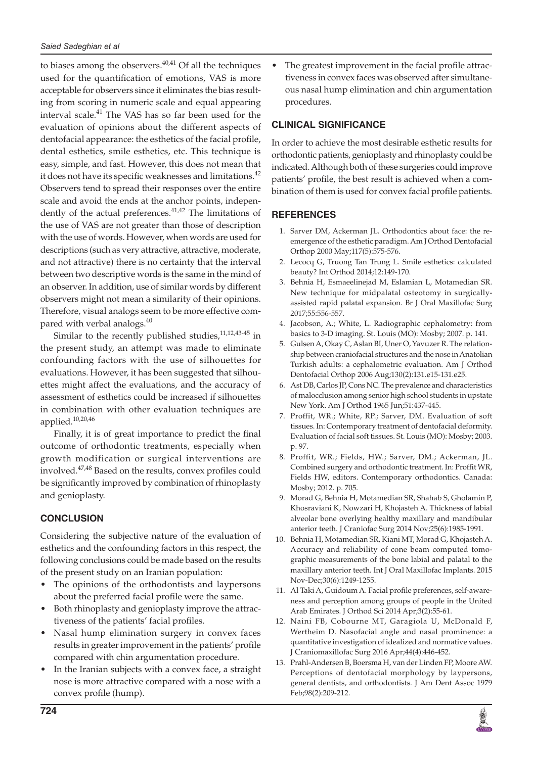to biases among the observers.[40,41] Of all the techniques used for the quantification of emotions, VAS is more acceptable for observers since it eliminates the bias resulting from scoring in numeric scale and equal appearing interval scale.[41] The VAS has so far been used for the evaluation of opinions about the different aspects of dentofacial appearance: the esthetics of the facial profile, dental esthetics, smile esthetics, etc. This technique is easy, simple, and fast. However, this does not mean that it does not have its specific weaknesses and limitations.[42] Observers tend to spread their responses over the entire scale and avoid the ends at the anchor points, independently of the actual preferences.[41,42] The limitations of the use of VAS are not greater than those of description with the use of words. However, when words are used for descriptions (such as very attractive, attractive, moderate, and not attractive) there is no certainty that the interval between two descriptive words is the same in the mind of an observer. In addition, use of similar words by different observers might not mean a similarity of their opinions. Therefore, visual analogs seem to be more effective compared with verbal analogs.[40]

Similar to the recently published studies,[11,12,43-45] in the present study, an attempt was made to eliminate confounding factors with the use of silhouettes for evaluations. However, it has been suggested that silhouettes might affect the evaluations, and the accuracy of assessment of esthetics could be increased if silhouettes in combination with other evaluation techniques are applied.[10,20,46]

Finally, it is of great importance to predict the final outcome of orthodontic treatments, especially when growth modification or surgical interventions are involved.[47,48] Based on the results, convex profiles could be significantly improved by combination of rhinoplasty and genioplasty.

## CONCLUSION

Considering the subjective nature of the evaluation of esthetics and the confounding factors in this respect, the following conclusions could be made based on the results of the present study on an Iranian population:

- The opinions of the orthodontists and laypersons about the preferred facial profile were the same.
- Both rhinoplasty and genioplasty improve the attractiveness of the patients' facial profiles.
- Nasal hump elimination surgery in convex faces results in greater improvement in the patients' profile compared with chin argumentation procedure.
- In the Iranian subjects with a convex face, a straight nose is more attractive compared with a nose with a convex profile (hump).
- The greatest improvement in the facial profile attractiveness in convex faces was observed after simultaneous nasal hump elimination and chin argumentation procedures.

## CLINICAL SIGNIFICANCE

In order to achieve the most desirable esthetic results for orthodontic patients, genioplasty and rhinoplasty could be indicated. Although both of these surgeries could improve patients' profile, the best result is achieved when a combination of them is used for convex facial profile patients.

## REFERENCES

1. Sarver DM, Ackerman JL. Orthodontics about face: the re-emergence of the esthetic paradigm. Am J Orthod Dentofacial Orthop 2000 May;117(5):575-576.
2. Lecocq G, Truong Tan Trung L. Smile esthetics: calculated beauty? Int Orthod 2014;12:149-170.
3. Behnia H, Esmaeelinejad M, Eslamian L, Motamedian SR. New technique for midpalatal osteotomy in surgically-assisted rapid palatal expansion. Br J Oral Maxillofac Surg 2017;55:556-557.
4. Jacobson, A.; White, L. Radiographic cephalometry: from basics to 3-D imaging. St. Louis (MO): Mosby; 2007. p. 141.
5. Gulsen A, Okay C, Aslan BI, Uner O, Yavuzer R. The relationship between craniofacial structures and the nose in Anatolian Turkish adults: a cephalometric evaluation. Am J Orthod Dentofacial Orthop 2006 Aug;130(2):131.e15-131.e25.
6. Ast DB, Carlos JP, Cons NC. The prevalence and characteristics of malocclusion among senior high school students in upstate New York. Am J Orthod 1965 Jun;51:437-445.
7. Proffit, WR.; White, RP.; Sarver, DM. Evaluation of soft tissues. In: Contemporary treatment of dentofacial deformity. Evaluation of facial soft tissues. St. Louis (MO): Mosby; 2003. p. 97.
8. Proffit, WR.; Fields, HW.; Sarver, DM.; Ackerman, JL. Combined surgery and orthodontic treatment. In: Proffit WR, Fields HW, editors. Contemporary orthodontics. Canada: Mosby; 2012. p. 705.
9. Morad G, Behnia H, Motamedian SR, Shahab S, Gholamin P, Khosraviani K, Nowzari H, Khojasteh A. Thickness of labial alveolar bone overlying healthy maxillary and mandibular anterior teeth. J Craniofac Surg 2014 Nov;25(6):1985-1991.
10. Behnia H, Motamedian SR, Kiani MT, Morad G, Khojasteh A. Accuracy and reliability of cone beam computed tomographic measurements of the bone labial and palatal to the maxillary anterior teeth. Int J Oral Maxillofac Implants. 2015 Nov-Dec;30(6):1249-1255.
11. Al Taki A, Guidoum A. Facial profile preferences, self-awareness and perception among groups of people in the United Arab Emirates. J Orthod Sci 2014 Apr;3(2):55-61.
12. Naini FB, Cobourne MT, Garagiola U, McDonald F, Wertheim D. Nasofacial angle and nasal prominence: a quantitative investigation of idealized and normative values. J Craniomaxillofac Surg 2016 Apr;44(4):446-452.
13. Prahl-Andersen B, Boersma H, van der Linden FP, Moore AW. Perceptions of dentofacial morphology by laypersons, general dentists, and orthodontists. J Am Dent Assoc 1979 Feb;98(2):209-212.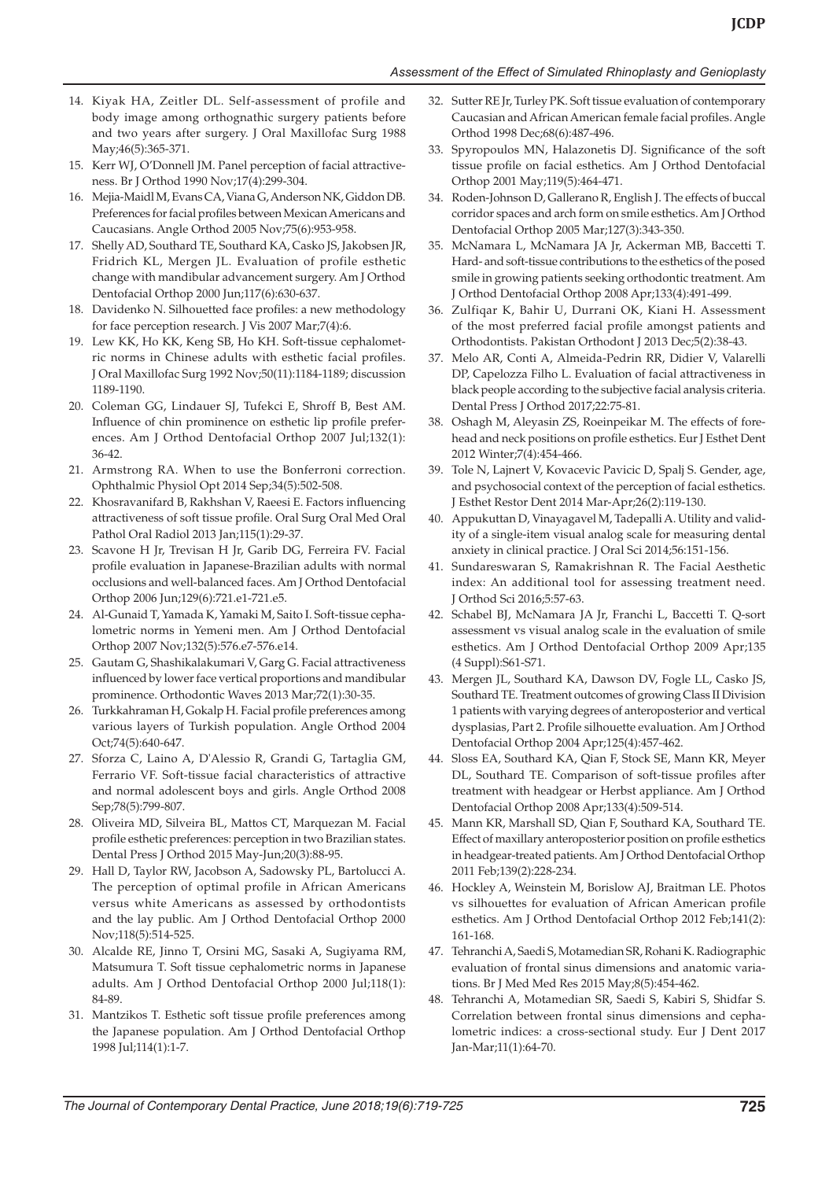14. Kiyak HA, Zeitler DL. Self-assessment of profile and body image among orthognathic surgery patients before and two years after surgery. J Oral Maxillofac Surg 1988 May;46(5):365-371.
15. Kerr WJ, O'Donnell JM. Panel perception of facial attractiveness. Br J Orthod 1990 Nov;17(4):299-304.
16. Mejia-Maidl M, Evans CA, Viana G, Anderson NK, Giddon DB. Preferences for facial profiles between Mexican Americans and Caucasians. Angle Orthod 2005 Nov;75(6):953-958.
17. Shelly AD, Southard TE, Southard KA, Casko JS, Jakobsen JR, Fridrich KL, Mergen JL. Evaluation of profile esthetic change with mandibular advancement surgery. Am J Orthod Dentofacial Orthop 2000 Jun;117(6):630-637.
18. Davidenko N. Silhouetted face profiles: a new methodology for face perception research. J Vis 2007 Mar;7(4):6.
19. Lew KK, Ho KK, Keng SB, Ho KH. Soft-tissue cephalometric norms in Chinese adults with esthetic facial profiles. J Oral Maxillofac Surg 1992 Nov;50(11):1184-1189; discussion 1189-1190.
20. Coleman GG, Lindauer SJ, Tufekci E, Shroff B, Best AM. Influence of chin prominence on esthetic lip profile preferences. Am J Orthod Dentofacial Orthop 2007 Jul;132(1): 36-42.
21. Armstrong RA. When to use the Bonferroni correction. Ophthalmic Physiol Opt 2014 Sep;34(5):502-508.
22. Khosravanifard B, Rakhshan V, Raeesi E. Factors influencing attractiveness of soft tissue profile. Oral Surg Oral Med Oral Pathol Oral Radiol 2013 Jan;115(1):29-37.
23. Scavone H Jr, Trevisan H Jr, Garib DG, Ferreira FV. Facial profile evaluation in Japanese-Brazilian adults with normal occlusions and well-balanced faces. Am J Orthod Dentofacial Orthop 2006 Jun;129(6):721.e1-721.e5.
24. Al-Gunaid T, Yamada K, Yamaki M, Saito I. Soft-tissue cephalometric norms in Yemeni men. Am J Orthod Dentofacial Orthop 2007 Nov;132(5):576.e7-576.e14.
25. Gautam G, Shashikalakumari V, Garg G. Facial attractiveness influenced by lower face vertical proportions and mandibular prominence. Orthodontic Waves 2013 Mar;72(1):30-35.
26. Turkkahraman H, Gokalp H. Facial profile preferences among various layers of Turkish population. Angle Orthod 2004 Oct;74(5):640-647.
27. Sforza C, Laino A, D'Alessio R, Grandi G, Tartaglia GM, Ferrario VF. Soft-tissue facial characteristics of attractive and normal adolescent boys and girls. Angle Orthod 2008 Sep;78(5):799-807.
28. Oliveira MD, Silveira BL, Mattos CT, Marquezan M. Facial profile esthetic preferences: perception in two Brazilian states. Dental Press J Orthod 2015 May-Jun;20(3):88-95.
29. Hall D, Taylor RW, Jacobson A, Sadowsky PL, Bartolucci A. The perception of optimal profile in African Americans versus white Americans as assessed by orthodontists and the lay public. Am J Orthod Dentofacial Orthop 2000 Nov;118(5):514-525.
30. Alcalde RE, Jinno T, Orsini MG, Sasaki A, Sugiyama RM, Matsumura T. Soft tissue cephalometric norms in Japanese adults. Am J Orthod Dentofacial Orthop 2000 Jul;118(1): 84-89.
31. Mantzikos T. Esthetic soft tissue profile preferences among the Japanese population. Am J Orthod Dentofacial Orthop 1998 Jul;114(1):1-7.
32. Sutter RE Jr, Turley PK. Soft tissue evaluation of contemporary Caucasian and African American female facial profiles. Angle Orthod 1998 Dec;68(6):487-496.
33. Spyropoulos MN, Halazonetis DJ. Significance of the soft tissue profile on facial esthetics. Am J Orthod Dentofacial Orthop 2001 May;119(5):464-471.
34. Roden-Johnson D, Gallerano R, English J. The effects of buccal corridor spaces and arch form on smile esthetics. Am J Orthod Dentofacial Orthop 2005 Mar;127(3):343-350.
35. McNamara L, McNamara JA Jr, Ackerman MB, Baccetti T. Hard- and soft-tissue contributions to the esthetics of the posed smile in growing patients seeking orthodontic treatment. Am J Orthod Dentofacial Orthop 2008 Apr;133(4):491-499.
36. Zulfiqar K, Bahir U, Durrani OK, Kiani H. Assessment of the most preferred facial profile amongst patients and Orthodontists. Pakistan Orthodont J 2013 Dec;5(2):38-43.
37. Melo AR, Conti A, Almeida-Pedrin RR, Didier V, Valarelli DP, Capelozza Filho L. Evaluation of facial attractiveness in black people according to the subjective facial analysis criteria. Dental Press J Orthod 2017;22:75-81.
38. Oshagh M, Aleyasin ZS, Roeinpeikar M. The effects of forehead and neck positions on profile esthetics. Eur J Esthet Dent 2012 Winter;7(4):454-466.
39. Tole N, Lajnert V, Kovacevic Pavicic D, Spalj S. Gender, age, and psychosocial context of the perception of facial esthetics. J Esthet Restor Dent 2014 Mar-Apr;26(2):119-130.
40. Appukuttan D, Vinayagavel M, Tadepalli A. Utility and validity of a single-item visual analog scale for measuring dental anxiety in clinical practice. J Oral Sci 2014;56:151-156.
41. Sundareswaran S, Ramakrishnan R. The Facial Aesthetic index: An additional tool for assessing treatment need. J Orthod Sci 2016;5:57-63.
42. Schabel BJ, McNamara JA Jr, Franchi L, Baccetti T. Q-sort assessment vs visual analog scale in the evaluation of smile esthetics. Am J Orthod Dentofacial Orthop 2009 Apr;135 (4 Suppl):S61-S71.
43. Mergen JL, Southard KA, Dawson DV, Fogle LL, Casko JS, Southard TE. Treatment outcomes of growing Class II Division 1 patients with varying degrees of anteroposterior and vertical dysplasias, Part 2. Profile silhouette evaluation. Am J Orthod Dentofacial Orthop 2004 Apr;125(4):457-462.
44. Sloss EA, Southard KA, Qian F, Stock SE, Mann KR, Meyer DL, Southard TE. Comparison of soft-tissue profiles after treatment with headgear or Herbst appliance. Am J Orthod Dentofacial Orthop 2008 Apr;133(4):509-514.
45. Mann KR, Marshall SD, Qian F, Southard KA, Southard TE. Effect of maxillary anteroposterior position on profile esthetics in headgear-treated patients. Am J Orthod Dentofacial Orthop 2011 Feb;139(2):228-234.
46. Hockley A, Weinstein M, Borislow AJ, Braitman LE. Photos vs silhouettes for evaluation of African American profile esthetics. Am J Orthod Dentofacial Orthop 2012 Feb;141(2): 161-168.
47. Tehranchi A, Saedi S, Motamedian SR, Rohani K. Radiographic evaluation of frontal sinus dimensions and anatomic variations. Br J Med Med Res 2015 May;8(5):454-462.
48. Tehranchi A, Motamedian SR, Saedi S, Kabiri S, Shidfar S. Correlation between frontal sinus dimensions and cephalometric indices: a cross-sectional study. Eur J Dent 2017 Jan-Mar;11(1):64-70.